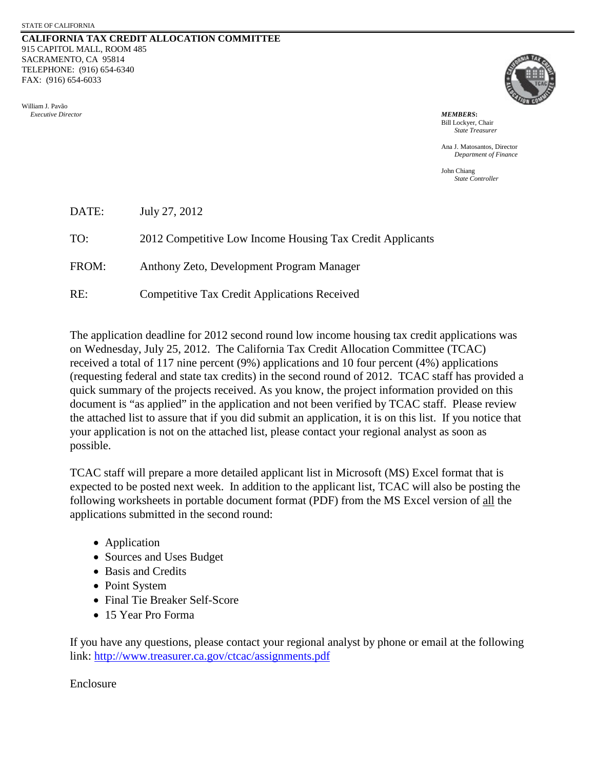STATE OF CALIFORNIA

**CALIFORNIA TAX CREDIT ALLOCATION COMMITTEE**
915 CAPITOL MALL, ROOM 485
SACRAMENTO, CA 95814
TELEPHONE: (916) 654-6340
FAX: (916) 654-6033

William J. Pavão
*Executive Director*

***MEMBERS:***
Bill Lockyer, Chair
*State Treasurer*

Ana J. Matosantos, Director
*Department of Finance*

John Chiang
*State Controller*

DATE: July 27, 2012

TO: 2012 Competitive Low Income Housing Tax Credit Applicants

FROM: Anthony Zeto, Development Program Manager

RE: Competitive Tax Credit Applications Received

The application deadline for 2012 second round low income housing tax credit applications was on Wednesday, July 25, 2012. The California Tax Credit Allocation Committee (TCAC) received a total of 117 nine percent (9%) applications and 10 four percent (4%) applications (requesting federal and state tax credits) in the second round of 2012. TCAC staff has provided a quick summary of the projects received. As you know, the project information provided on this document is "as applied" in the application and not been verified by TCAC staff. Please review the attached list to assure that if you did submit an application, it is on this list. If you notice that your application is not on the attached list, please contact your regional analyst as soon as possible.

TCAC staff will prepare a more detailed applicant list in Microsoft (MS) Excel format that is expected to be posted next week. In addition to the applicant list, TCAC will also be posting the following worksheets in portable document format (PDF) from the MS Excel version of <u>all</u> the applications submitted in the second round:

- Application
- Sources and Uses Budget
- Basis and Credits
- Point System
- Final Tie Breaker Self-Score
- 15 Year Pro Forma

If you have any questions, please contact your regional analyst by phone or email at the following link: http://www.treasurer.ca.gov/ctcac/assignments.pdf

Enclosure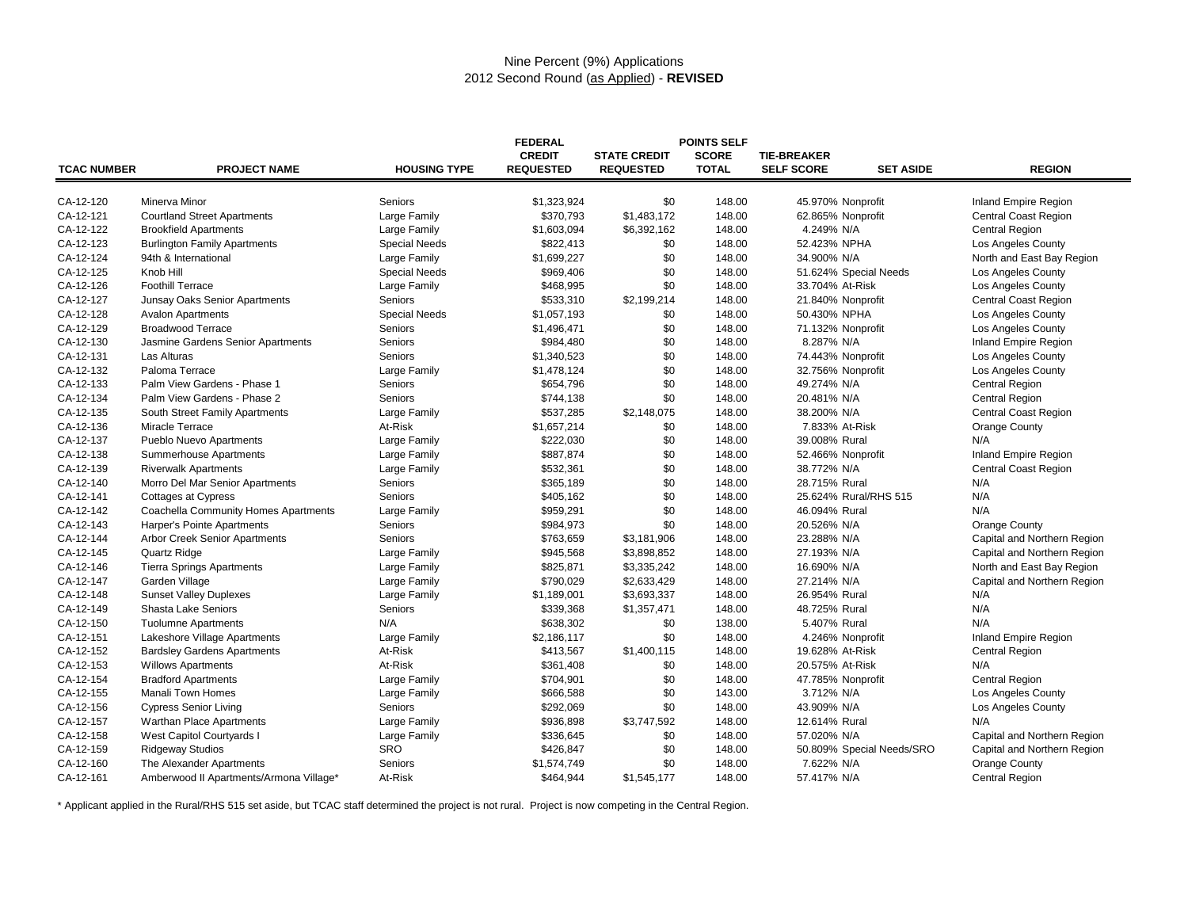Nine Percent (9%) Applications
2012 Second Round (as Applied) - **REVISED**

| TCAC NUMBER | PROJECT NAME | HOUSING TYPE | FEDERAL CREDIT REQUESTED | STATE CREDIT REQUESTED | POINTS SELF SCORE TOTAL | TIE-BREAKER SELF SCORE | SET ASIDE | REGION |
|---|---|---|---|---|---|---|---|---|
| CA-12-120 | Minerva Minor | Seniors | $1,323,924 | $0 | 148.00 | 45.970% | Nonprofit | Inland Empire Region |
| CA-12-121 | Courtland Street Apartments | Large Family | $370,793 | $1,483,172 | 148.00 | 62.865% | Nonprofit | Central Coast Region |
| CA-12-122 | Brookfield Apartments | Large Family | $1,603,094 | $6,392,162 | 148.00 | 4.249% | N/A | Central Region |
| CA-12-123 | Burlington Family Apartments | Special Needs | $822,413 | $0 | 148.00 | 52.423% | NPHA | Los Angeles County |
| CA-12-124 | 94th & International | Large Family | $1,699,227 | $0 | 148.00 | 34.900% | N/A | North and East Bay Region |
| CA-12-125 | Knob Hill | Special Needs | $969,406 | $0 | 148.00 | 51.624% | Special Needs | Los Angeles County |
| CA-12-126 | Foothill Terrace | Large Family | $468,995 | $0 | 148.00 | 33.704% | At-Risk | Los Angeles County |
| CA-12-127 | Junsay Oaks Senior Apartments | Seniors | $533,310 | $2,199,214 | 148.00 | 21.840% | Nonprofit | Central Coast Region |
| CA-12-128 | Avalon Apartments | Special Needs | $1,057,193 | $0 | 148.00 | 50.430% | NPHA | Los Angeles County |
| CA-12-129 | Broadwood Terrace | Seniors | $1,496,471 | $0 | 148.00 | 71.132% | Nonprofit | Los Angeles County |
| CA-12-130 | Jasmine Gardens Senior Apartments | Seniors | $984,480 | $0 | 148.00 | 8.287% | N/A | Inland Empire Region |
| CA-12-131 | Las Alturas | Seniors | $1,340,523 | $0 | 148.00 | 74.443% | Nonprofit | Los Angeles County |
| CA-12-132 | Paloma Terrace | Large Family | $1,478,124 | $0 | 148.00 | 32.756% | Nonprofit | Los Angeles County |
| CA-12-133 | Palm View Gardens - Phase 1 | Seniors | $654,796 | $0 | 148.00 | 49.274% | N/A | Central Region |
| CA-12-134 | Palm View Gardens - Phase 2 | Seniors | $744,138 | $0 | 148.00 | 20.481% | N/A | Central Region |
| CA-12-135 | South Street Family Apartments | Large Family | $537,285 | $2,148,075 | 148.00 | 38.200% | N/A | Central Coast Region |
| CA-12-136 | Miracle Terrace | At-Risk | $1,657,214 | $0 | 148.00 | 7.833% | At-Risk | Orange County |
| CA-12-137 | Pueblo Nuevo Apartments | Large Family | $222,030 | $0 | 148.00 | 39.008% | Rural | N/A |
| CA-12-138 | Summerhouse Apartments | Large Family | $887,874 | $0 | 148.00 | 52.466% | Nonprofit | Inland Empire Region |
| CA-12-139 | Riverwalk Apartments | Large Family | $532,361 | $0 | 148.00 | 38.772% | N/A | Central Coast Region |
| CA-12-140 | Morro Del Mar Senior Apartments | Seniors | $365,189 | $0 | 148.00 | 28.715% | Rural | N/A |
| CA-12-141 | Cottages at Cypress | Seniors | $405,162 | $0 | 148.00 | 25.624% | Rural/RHS 515 | N/A |
| CA-12-142 | Coachella Community Homes Apartments | Large Family | $959,291 | $0 | 148.00 | 46.094% | Rural | N/A |
| CA-12-143 | Harper's Pointe Apartments | Seniors | $984,973 | $0 | 148.00 | 20.526% | N/A | Orange County |
| CA-12-144 | Arbor Creek Senior Apartments | Seniors | $763,659 | $3,181,906 | 148.00 | 23.288% | N/A | Capital and Northern Region |
| CA-12-145 | Quartz Ridge | Large Family | $945,568 | $3,898,852 | 148.00 | 27.193% | N/A | Capital and Northern Region |
| CA-12-146 | Tierra Springs Apartments | Large Family | $825,871 | $3,335,242 | 148.00 | 16.690% | N/A | North and East Bay Region |
| CA-12-147 | Garden Village | Large Family | $790,029 | $2,633,429 | 148.00 | 27.214% | N/A | Capital and Northern Region |
| CA-12-148 | Sunset Valley Duplexes | Large Family | $1,189,001 | $3,693,337 | 148.00 | 26.954% | Rural | N/A |
| CA-12-149 | Shasta Lake Seniors | Seniors | $339,368 | $1,357,471 | 148.00 | 48.725% | Rural | N/A |
| CA-12-150 | Tuolumne Apartments | N/A | $638,302 | $0 | 138.00 | 5.407% | Rural | N/A |
| CA-12-151 | Lakeshore Village Apartments | Large Family | $2,186,117 | $0 | 148.00 | 4.246% | Nonprofit | Inland Empire Region |
| CA-12-152 | Bardsley Gardens Apartments | At-Risk | $413,567 | $1,400,115 | 148.00 | 19.628% | At-Risk | Central Region |
| CA-12-153 | Willows Apartments | At-Risk | $361,408 | $0 | 148.00 | 20.575% | At-Risk | N/A |
| CA-12-154 | Bradford Apartments | Large Family | $704,901 | $0 | 148.00 | 47.785% | Nonprofit | Central Region |
| CA-12-155 | Manali Town Homes | Large Family | $666,588 | $0 | 143.00 | 3.712% | N/A | Los Angeles County |
| CA-12-156 | Cypress Senior Living | Seniors | $292,069 | $0 | 148.00 | 43.909% | N/A | Los Angeles County |
| CA-12-157 | Warthan Place Apartments | Large Family | $936,898 | $3,747,592 | 148.00 | 12.614% | Rural | N/A |
| CA-12-158 | West Capitol Courtyards I | Large Family | $336,645 | $0 | 148.00 | 57.020% | N/A | Capital and Northern Region |
| CA-12-159 | Ridgeway Studios | SRO | $426,847 | $0 | 148.00 | 50.809% | Special Needs/SRO | Capital and Northern Region |
| CA-12-160 | The Alexander Apartments | Seniors | $1,574,749 | $0 | 148.00 | 7.622% | N/A | Orange County |
| CA-12-161 | Amberwood II Apartments/Armona Village* | At-Risk | $464,944 | $1,545,177 | 148.00 | 57.417% | N/A | Central Region |

* Applicant applied in the Rural/RHS 515 set aside, but TCAC staff determined the project is not rural. Project is now competing in the Central Region.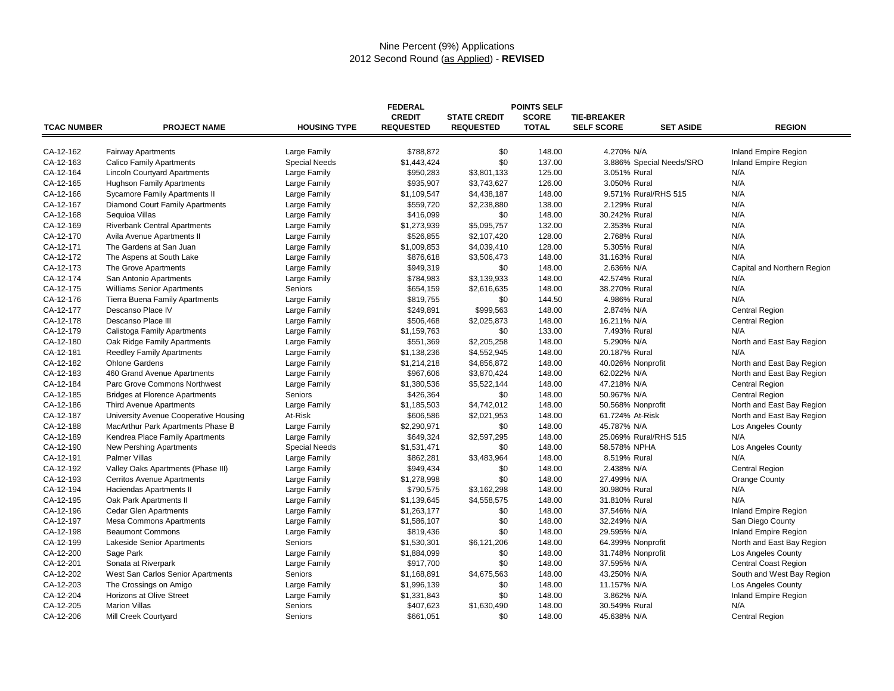# Nine Percent (9%) Applications
## 2012 Second Round (as Applied) - **REVISED**

| TCAC NUMBER | PROJECT NAME | HOUSING TYPE | FEDERAL CREDIT REQUESTED | STATE CREDIT REQUESTED | POINTS SELF SCORE TOTAL | TIE-BREAKER SELF SCORE | SET ASIDE | REGION |
|---|---|---|---|---|---|---|---|---|
| CA-12-162 | Fairway Apartments | Large Family | $788,872 | $0 | 148.00 | 4.270% | N/A | Inland Empire Region |
| CA-12-163 | Calico Family Apartments | Special Needs | $1,443,424 | $0 | 137.00 | 3.886% | Special Needs/SRO | Inland Empire Region |
| CA-12-164 | Lincoln Courtyard Apartments | Large Family | $950,283 | $3,801,133 | 125.00 | 3.051% | Rural | N/A |
| CA-12-165 | Hughson Family Apartments | Large Family | $935,907 | $3,743,627 | 126.00 | 3.050% | Rural | N/A |
| CA-12-166 | Sycamore Family Apartments II | Large Family | $1,109,547 | $4,438,187 | 148.00 | 9.571% | Rural/RHS 515 | N/A |
| CA-12-167 | Diamond Court Family Apartments | Large Family | $559,720 | $2,238,880 | 138.00 | 2.129% | Rural | N/A |
| CA-12-168 | Sequioa Villas | Large Family | $416,099 | $0 | 148.00 | 30.242% | Rural | N/A |
| CA-12-169 | Riverbank Central Apartments | Large Family | $1,273,939 | $5,095,757 | 132.00 | 2.353% | Rural | N/A |
| CA-12-170 | Avila Avenue Apartments II | Large Family | $526,855 | $2,107,420 | 128.00 | 2.768% | Rural | N/A |
| CA-12-171 | The Gardens at San Juan | Large Family | $1,009,853 | $4,039,410 | 128.00 | 5.305% | Rural | N/A |
| CA-12-172 | The Aspens at South Lake | Large Family | $876,618 | $3,506,473 | 148.00 | 31.163% | Rural | N/A |
| CA-12-173 | The Grove Apartments | Large Family | $949,319 | $0 | 148.00 | 2.636% | N/A | Capital and Northern Region |
| CA-12-174 | San Antonio Apartments | Large Family | $784,983 | $3,139,933 | 148.00 | 42.574% | Rural | N/A |
| CA-12-175 | Williams Senior Apartments | Seniors | $654,159 | $2,616,635 | 148.00 | 38.270% | Rural | N/A |
| CA-12-176 | Tierra Buena Family Apartments | Large Family | $819,755 | $0 | 144.50 | 4.986% | Rural | N/A |
| CA-12-177 | Descanso Place IV | Large Family | $249,891 | $999,563 | 148.00 | 2.874% | N/A | Central Region |
| CA-12-178 | Descanso Place III | Large Family | $506,468 | $2,025,873 | 148.00 | 16.211% | N/A | Central Region |
| CA-12-179 | Calistoga Family Apartments | Large Family | $1,159,763 | $0 | 133.00 | 7.493% | Rural | N/A |
| CA-12-180 | Oak Ridge Family Apartments | Large Family | $551,369 | $2,205,258 | 148.00 | 5.290% | N/A | North and East Bay Region |
| CA-12-181 | Reedley Family Apartments | Large Family | $1,138,236 | $4,552,945 | 148.00 | 20.187% | Rural | N/A |
| CA-12-182 | Ohlone Gardens | Large Family | $1,214,218 | $4,856,872 | 148.00 | 40.026% | Nonprofit | North and East Bay Region |
| CA-12-183 | 460 Grand Avenue Apartments | Large Family | $967,606 | $3,870,424 | 148.00 | 62.022% | N/A | North and East Bay Region |
| CA-12-184 | Parc Grove Commons Northwest | Large Family | $1,380,536 | $5,522,144 | 148.00 | 47.218% | N/A | Central Region |
| CA-12-185 | Bridges at Florence Apartments | Seniors | $426,364 | $0 | 148.00 | 50.967% | N/A | Central Region |
| CA-12-186 | Third Avenue Apartments | Large Family | $1,185,503 | $4,742,012 | 148.00 | 50.568% | Nonprofit | North and East Bay Region |
| CA-12-187 | University Avenue Cooperative Housing | At-Risk | $606,586 | $2,021,953 | 148.00 | 61.724% | At-Risk | North and East Bay Region |
| CA-12-188 | MacArthur Park Apartments Phase B | Large Family | $2,290,971 | $0 | 148.00 | 45.787% | N/A | Los Angeles County |
| CA-12-189 | Kendrea Place Family Apartments | Large Family | $649,324 | $2,597,295 | 148.00 | 25.069% | Rural/RHS 515 | N/A |
| CA-12-190 | New Pershing Apartments | Special Needs | $1,531,471 | $0 | 148.00 | 58.578% | NPHA | Los Angeles County |
| CA-12-191 | Palmer Villas | Large Family | $862,281 | $3,483,964 | 148.00 | 8.519% | Rural | N/A |
| CA-12-192 | Valley Oaks Apartments (Phase III) | Large Family | $949,434 | $0 | 148.00 | 2.438% | N/A | Central Region |
| CA-12-193 | Cerritos Avenue Apartments | Large Family | $1,278,998 | $0 | 148.00 | 27.499% | N/A | Orange County |
| CA-12-194 | Haciendas Apartments II | Large Family | $790,575 | $3,162,298 | 148.00 | 30.980% | Rural | N/A |
| CA-12-195 | Oak Park Apartments II | Large Family | $1,139,645 | $4,558,575 | 148.00 | 31.810% | Rural | N/A |
| CA-12-196 | Cedar Glen Apartments | Large Family | $1,263,177 | $0 | 148.00 | 37.546% | N/A | Inland Empire Region |
| CA-12-197 | Mesa Commons Apartments | Large Family | $1,586,107 | $0 | 148.00 | 32.249% | N/A | San Diego County |
| CA-12-198 | Beaumont Commons | Large Family | $819,436 | $0 | 148.00 | 29.595% | N/A | Inland Empire Region |
| CA-12-199 | Lakeside Senior Apartments | Seniors | $1,530,301 | $6,121,206 | 148.00 | 64.399% | Nonprofit | North and East Bay Region |
| CA-12-200 | Sage Park | Large Family | $1,884,099 | $0 | 148.00 | 31.748% | Nonprofit | Los Angeles County |
| CA-12-201 | Sonata at Riverpark | Large Family | $917,700 | $0 | 148.00 | 37.595% | N/A | Central Coast Region |
| CA-12-202 | West San Carlos Senior Apartments | Seniors | $1,168,891 | $4,675,563 | 148.00 | 43.250% | N/A | South and West Bay Region |
| CA-12-203 | The Crossings on Amigo | Large Family | $1,996,139 | $0 | 148.00 | 11.157% | N/A | Los Angeles County |
| CA-12-204 | Horizons at Olive Street | Large Family | $1,331,843 | $0 | 148.00 | 3.862% | N/A | Inland Empire Region |
| CA-12-205 | Marion Villas | Seniors | $407,623 | $1,630,490 | 148.00 | 30.549% | Rural | N/A |
| CA-12-206 | Mill Creek Courtyard | Seniors | $661,051 | $0 | 148.00 | 45.638% | N/A | Central Region |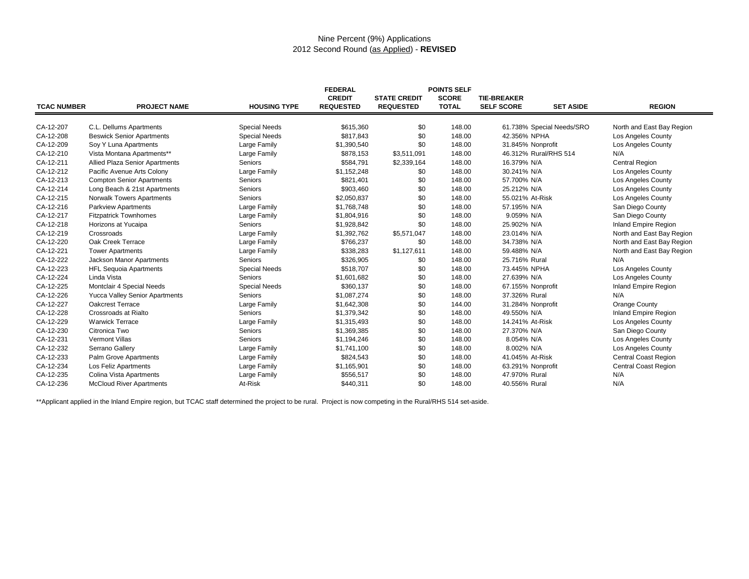Nine Percent (9%) Applications
2012 Second Round (as Applied) - **REVISED**

| TCAC NUMBER | PROJECT NAME | HOUSING TYPE | FEDERAL CREDIT REQUESTED | STATE CREDIT REQUESTED | POINTS SELF SCORE TOTAL | TIE-BREAKER SELF SCORE | SET ASIDE | REGION |
|---|---|---|---|---|---|---|---|---|
| CA-12-207 | C.L. Dellums Apartments | Special Needs | $615,360 | $0 | 148.00 | 61.738% | Special Needs/SRO | North and East Bay Region |
| CA-12-208 | Beswick Senior Apartments | Special Needs | $817,843 | $0 | 148.00 | 42.356% | NPHA | Los Angeles County |
| CA-12-209 | Soy Y Luna Apartments | Large Family | $1,390,540 | $0 | 148.00 | 31.845% | Nonprofit | Los Angeles County |
| CA-12-210 | Vista Montana Apartments** | Large Family | $878,153 | $3,511,091 | 148.00 | 46.312% | Rural/RHS 514 | N/A |
| CA-12-211 | Allied Plaza Senior Apartments | Seniors | $584,791 | $2,339,164 | 148.00 | 16.379% | N/A | Central Region |
| CA-12-212 | Pacific Avenue Arts Colony | Large Family | $1,152,248 | $0 | 148.00 | 30.241% | N/A | Los Angeles County |
| CA-12-213 | Compton Senior Apartments | Seniors | $821,401 | $0 | 148.00 | 57.700% | N/A | Los Angeles County |
| CA-12-214 | Long Beach & 21st Apartments | Seniors | $903,460 | $0 | 148.00 | 25.212% | N/A | Los Angeles County |
| CA-12-215 | Norwalk Towers Apartments | Seniors | $2,050,837 | $0 | 148.00 | 55.021% | At-Risk | Los Angeles County |
| CA-12-216 | Parkview Apartments | Large Family | $1,768,748 | $0 | 148.00 | 57.195% | N/A | San Diego County |
| CA-12-217 | Fitzpatrick Townhomes | Large Family | $1,804,916 | $0 | 148.00 | 9.059% | N/A | San Diego County |
| CA-12-218 | Horizons at Yucaipa | Seniors | $1,928,842 | $0 | 148.00 | 25.902% | N/A | Inland Empire Region |
| CA-12-219 | Crossroads | Large Family | $1,392,762 | $5,571,047 | 148.00 | 23.014% | N/A | North and East Bay Region |
| CA-12-220 | Oak Creek Terrace | Large Family | $766,237 | $0 | 148.00 | 34.738% | N/A | North and East Bay Region |
| CA-12-221 | Tower Apartments | Large Family | $338,283 | $1,127,611 | 148.00 | 59.488% | N/A | North and East Bay Region |
| CA-12-222 | Jackson Manor Apartments | Seniors | $326,905 | $0 | 148.00 | 25.716% | Rural | N/A |
| CA-12-223 | HFL Sequoia Apartments | Special Needs | $518,707 | $0 | 148.00 | 73.445% | NPHA | Los Angeles County |
| CA-12-224 | Linda Vista | Seniors | $1,601,682 | $0 | 148.00 | 27.639% | N/A | Los Angeles County |
| CA-12-225 | Montclair 4 Special Needs | Special Needs | $360,137 | $0 | 148.00 | 67.155% | Nonprofit | Inland Empire Region |
| CA-12-226 | Yucca Valley Senior Apartments | Seniors | $1,087,274 | $0 | 148.00 | 37.326% | Rural | N/A |
| CA-12-227 | Oakcrest Terrace | Large Family | $1,642,308 | $0 | 144.00 | 31.284% | Nonprofit | Orange County |
| CA-12-228 | Crossroads at Rialto | Seniors | $1,379,342 | $0 | 148.00 | 49.550% | N/A | Inland Empire Region |
| CA-12-229 | Warwick Terrace | Large Family | $1,315,493 | $0 | 148.00 | 14.241% | At-Risk | Los Angeles County |
| CA-12-230 | Citronica Two | Seniors | $1,369,385 | $0 | 148.00 | 27.370% | N/A | San Diego County |
| CA-12-231 | Vermont Villas | Seniors | $1,194,246 | $0 | 148.00 | 8.054% | N/A | Los Angeles County |
| CA-12-232 | Serrano Gallery | Large Family | $1,741,100 | $0 | 148.00 | 8.002% | N/A | Los Angeles County |
| CA-12-233 | Palm Grove Apartments | Large Family | $824,543 | $0 | 148.00 | 41.045% | At-Risk | Central Coast Region |
| CA-12-234 | Los Feliz Apartments | Large Family | $1,165,901 | $0 | 148.00 | 63.291% | Nonprofit | Central Coast Region |
| CA-12-235 | Colina Vista Apartments | Large Family | $556,517 | $0 | 148.00 | 47.970% | Rural | N/A |
| CA-12-236 | McCloud River Apartments | At-Risk | $440,311 | $0 | 148.00 | 40.556% | Rural | N/A |

**Applicant applied in the Inland Empire region, but TCAC staff determined the project to be rural. Project is now competing in the Rural/RHS 514 set-aside.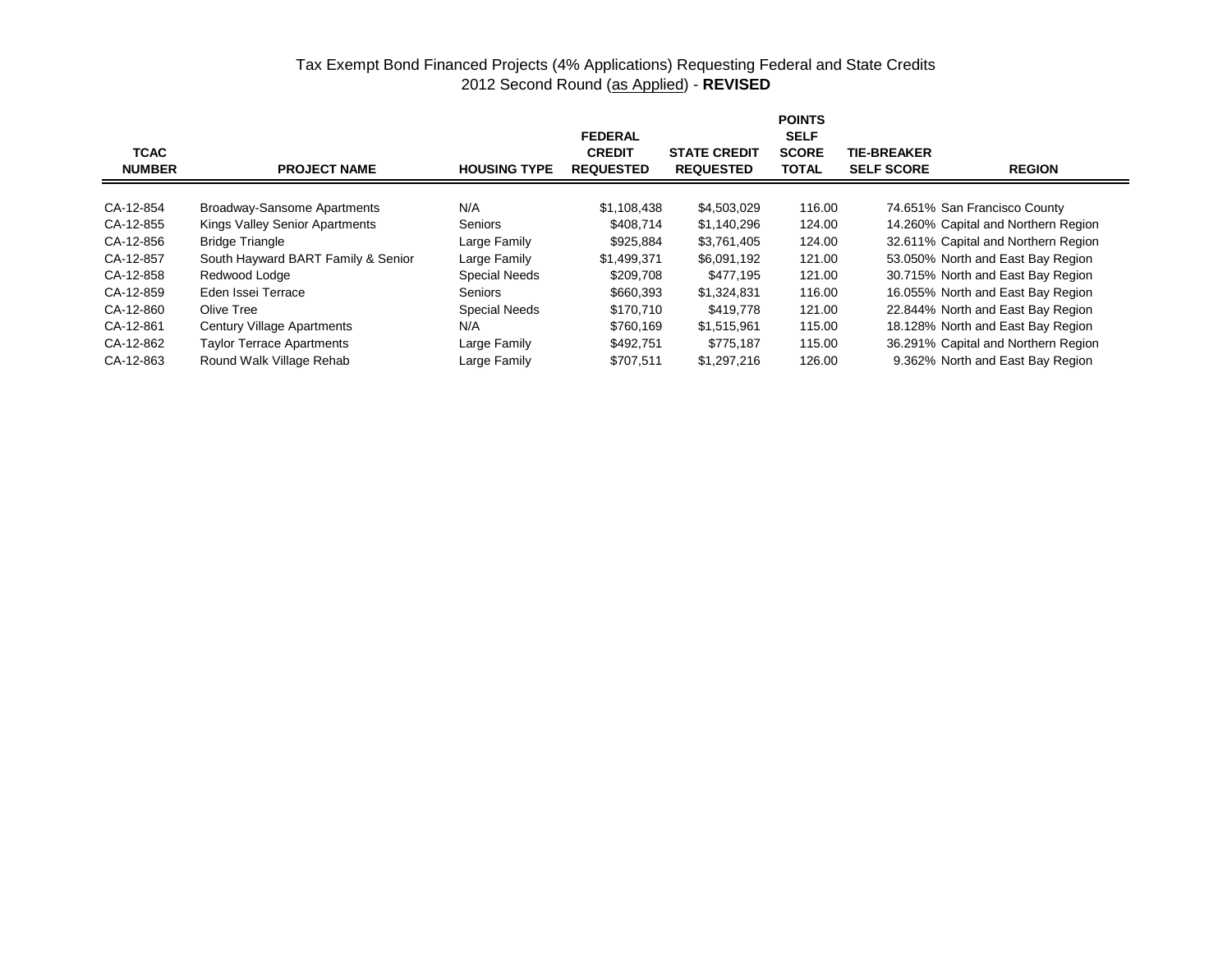Tax Exempt Bond Financed Projects (4% Applications) Requesting Federal and State Credits
2012 Second Round (as Applied) - **REVISED**

| TCAC NUMBER | PROJECT NAME | HOUSING TYPE | FEDERAL CREDIT REQUESTED | STATE CREDIT REQUESTED | POINTS SELF SCORE TOTAL | TIE-BREAKER SELF SCORE | REGION |
|---|---|---|---|---|---|---|---|
| CA-12-854 | Broadway-Sansome Apartments | N/A | $1,108,438 | $4,503,029 | 116.00 | 74.651% | San Francisco County |
| CA-12-855 | Kings Valley Senior Apartments | Seniors | $408,714 | $1,140,296 | 124.00 | 14.260% | Capital and Northern Region |
| CA-12-856 | Bridge Triangle | Large Family | $925,884 | $3,761,405 | 124.00 | 32.611% | Capital and Northern Region |
| CA-12-857 | South Hayward BART Family & Senior | Large Family | $1,499,371 | $6,091,192 | 121.00 | 53.050% | North and East Bay Region |
| CA-12-858 | Redwood Lodge | Special Needs | $209,708 | $477,195 | 121.00 | 30.715% | North and East Bay Region |
| CA-12-859 | Eden Issei Terrace | Seniors | $660,393 | $1,324,831 | 116.00 | 16.055% | North and East Bay Region |
| CA-12-860 | Olive Tree | Special Needs | $170,710 | $419,778 | 121.00 | 22.844% | North and East Bay Region |
| CA-12-861 | Century Village Apartments | N/A | $760,169 | $1,515,961 | 115.00 | 18.128% | North and East Bay Region |
| CA-12-862 | Taylor Terrace Apartments | Large Family | $492,751 | $775,187 | 115.00 | 36.291% | Capital and Northern Region |
| CA-12-863 | Round Walk Village Rehab | Large Family | $707,511 | $1,297,216 | 126.00 | 9.362% | North and East Bay Region |